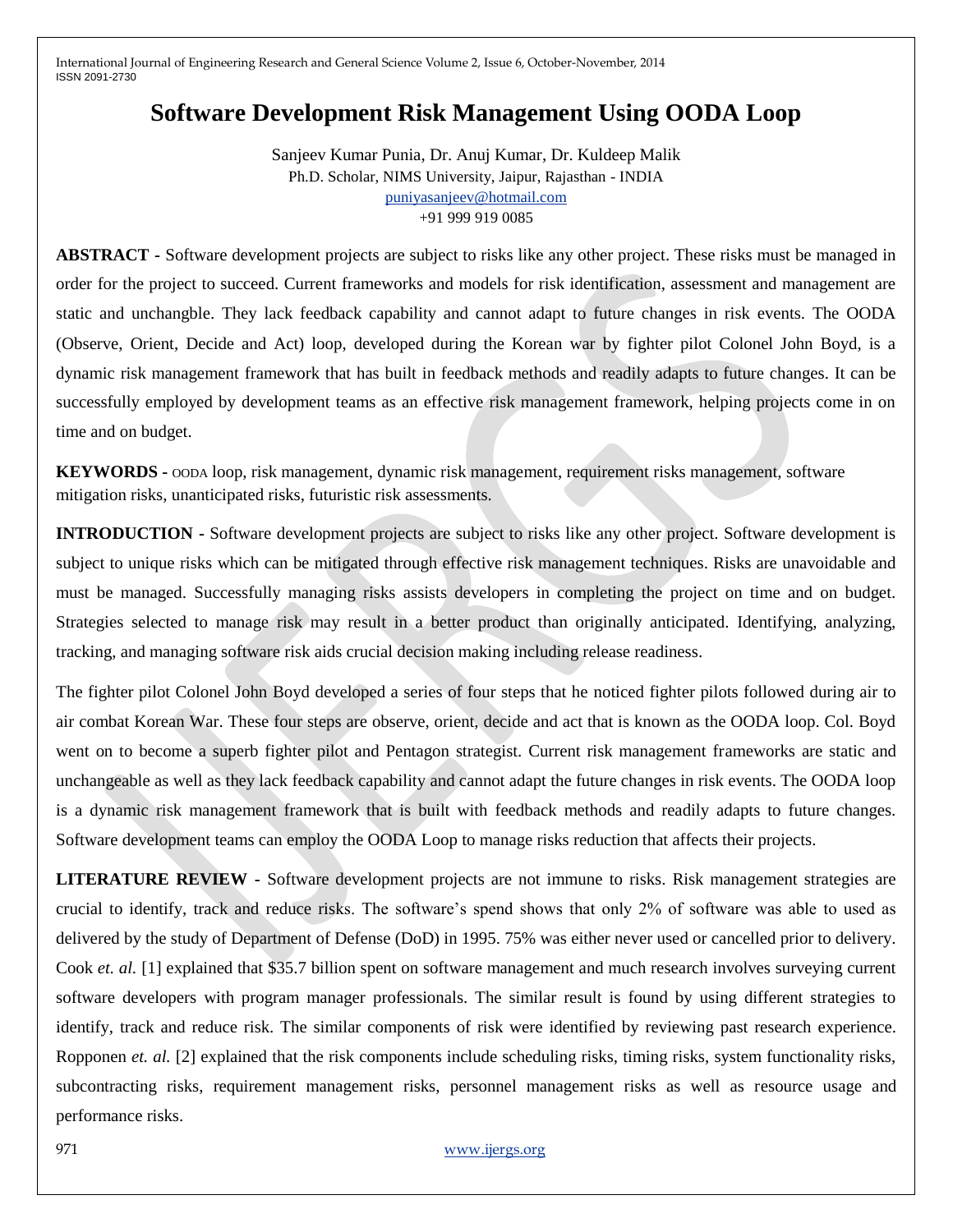# Software Development Risk Management Using OODA Loop

Sanjeev Kumar Punia, Dr. Anuj Kumar, Dr. Kuldeep Malik

Ph.D. Scholar, NIMS University, Jaipur, Rajasthan - INDIA

puniyasanjeev@hotmail.com

+91 999 919 0085

**ABSTRACT -** Software development projects are subject to risks like any other project. These risks must be managed in order for the project to succeed. Current frameworks and models for risk identification, assessment and management are static and unchangble. They lack feedback capability and cannot adapt to future changes in risk events. The OODA (Observe, Orient, Decide and Act) loop, developed during the Korean war by fighter pilot Colonel John Boyd, is a dynamic risk management framework that has built in feedback methods and readily adapts to future changes. It can be successfully employed by development teams as an effective risk management framework, helping projects come in on time and on budget.

**KEYWORDS -** OODA loop, risk management, dynamic risk management, requirement risks management, software mitigation risks, unanticipated risks, futuristic risk assessments.

**INTRODUCTION -** Software development projects are subject to risks like any other project. Software development is subject to unique risks which can be mitigated through effective risk management techniques. Risks are unavoidable and must be managed. Successfully managing risks assists developers in completing the project on time and on budget. Strategies selected to manage risk may result in a better product than originally anticipated. Identifying, analyzing, tracking, and managing software risk aids crucial decision making including release readiness.

The fighter pilot Colonel John Boyd developed a series of four steps that he noticed fighter pilots followed during air to air combat Korean War. These four steps are observe, orient, decide and act that is known as the OODA loop. Col. Boyd went on to become a superb fighter pilot and Pentagon strategist. Current risk management frameworks are static and unchangeable as well as they lack feedback capability and cannot adapt the future changes in risk events. The OODA loop is a dynamic risk management framework that is built with feedback methods and readily adapts to future changes. Software development teams can employ the OODA Loop to manage risks reduction that affects their projects.

**LITERATURE REVIEW -** Software development projects are not immune to risks. Risk management strategies are crucial to identify, track and reduce risks. The software's spend shows that only 2% of software was able to used as delivered by the study of Department of Defense (DoD) in 1995. 75% was either never used or cancelled prior to delivery. Cook *et. al.* [1] explained that $35.7 billion spent on software management and much research involves surveying current software developers with program manager professionals. The similar result is found by using different strategies to identify, track and reduce risk. The similar components of risk were identified by reviewing past research experience. Ropponen *et. al.* [2] explained that the risk components include scheduling risks, timing risks, system functionality risks, subcontracting risks, requirement management risks, personnel management risks as well as resource usage and performance risks.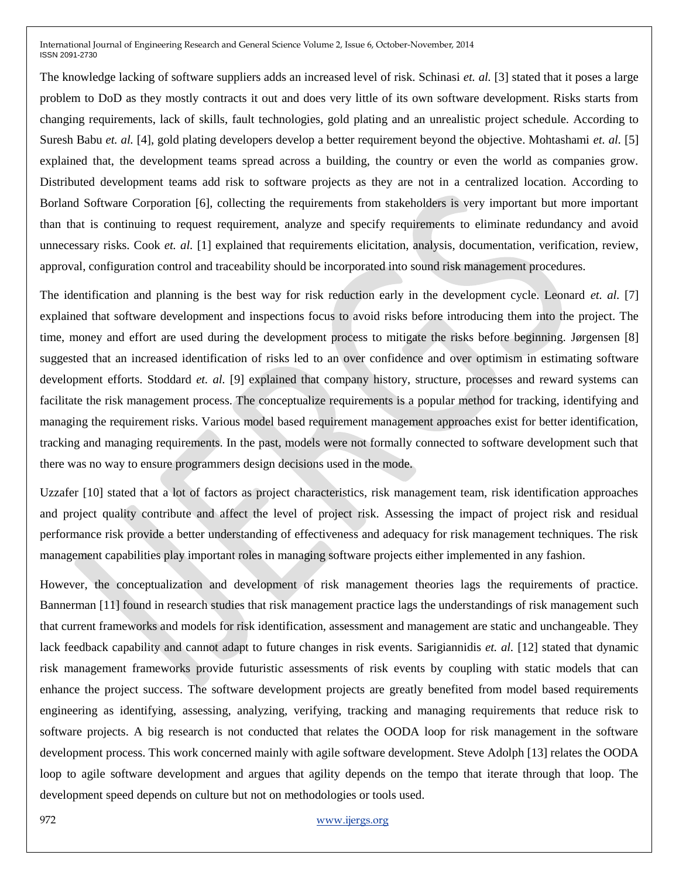The knowledge lacking of software suppliers adds an increased level of risk. Schinasi *et. al.* [3] stated that it poses a large problem to DoD as they mostly contracts it out and does very little of its own software development. Risks starts from changing requirements, lack of skills, fault technologies, gold plating and an unrealistic project schedule. According to Suresh Babu *et. al.* [4], gold plating developers develop a better requirement beyond the objective. Mohtashami *et. al.* [5] explained that, the development teams spread across a building, the country or even the world as companies grow. Distributed development teams add risk to software projects as they are not in a centralized location. According to Borland Software Corporation [6], collecting the requirements from stakeholders is very important but more important than that is continuing to request requirement, analyze and specify requirements to eliminate redundancy and avoid unnecessary risks. Cook *et. al.* [1] explained that requirements elicitation, analysis, documentation, verification, review, approval, configuration control and traceability should be incorporated into sound risk management procedures.

The identification and planning is the best way for risk reduction early in the development cycle. Leonard *et. al.* [7] explained that software development and inspections focus to avoid risks before introducing them into the project. The time, money and effort are used during the development process to mitigate the risks before beginning. Jørgensen [8] suggested that an increased identification of risks led to an over confidence and over optimism in estimating software development efforts. Stoddard *et. al.* [9] explained that company history, structure, processes and reward systems can facilitate the risk management process. The conceptualize requirements is a popular method for tracking, identifying and managing the requirement risks. Various model based requirement management approaches exist for better identification, tracking and managing requirements. In the past, models were not formally connected to software development such that there was no way to ensure programmers design decisions used in the mode.

Uzzafer [10] stated that a lot of factors as project characteristics, risk management team, risk identification approaches and project quality contribute and affect the level of project risk. Assessing the impact of project risk and residual performance risk provide a better understanding of effectiveness and adequacy for risk management techniques. The risk management capabilities play important roles in managing software projects either implemented in any fashion.

However, the conceptualization and development of risk management theories lags the requirements of practice. Bannerman [11] found in research studies that risk management practice lags the understandings of risk management such that current frameworks and models for risk identification, assessment and management are static and unchangeable. They lack feedback capability and cannot adapt to future changes in risk events. Sarigiannidis *et. al.* [12] stated that dynamic risk management frameworks provide futuristic assessments of risk events by coupling with static models that can enhance the project success. The software development projects are greatly benefited from model based requirements engineering as identifying, assessing, analyzing, verifying, tracking and managing requirements that reduce risk to software projects. A big research is not conducted that relates the OODA loop for risk management in the software development process. This work concerned mainly with agile software development. Steve Adolph [13] relates the OODA loop to agile software development and argues that agility depends on the tempo that iterate through that loop. The development speed depends on culture but not on methodologies or tools used.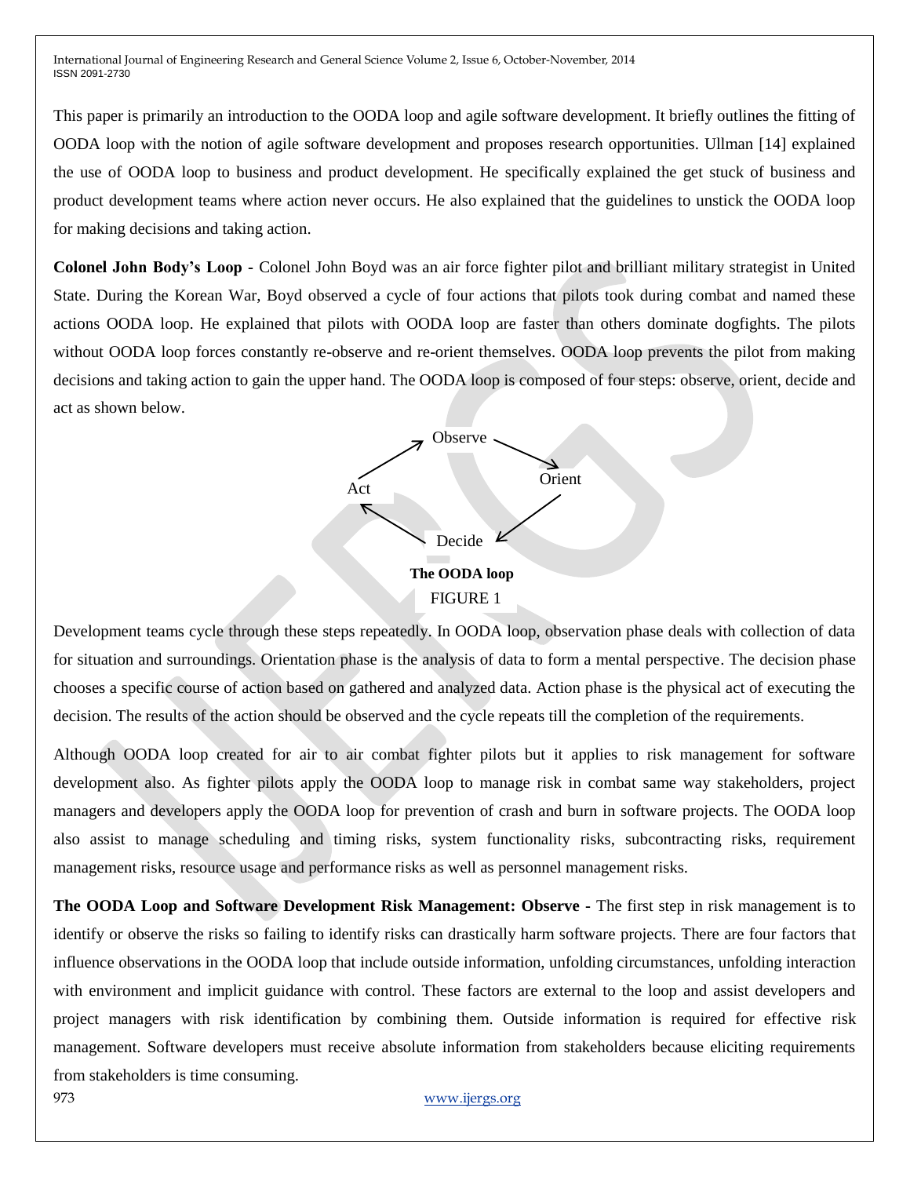This paper is primarily an introduction to the OODA loop and agile software development. It briefly outlines the fitting of OODA loop with the notion of agile software development and proposes research opportunities. Ullman [14] explained the use of OODA loop to business and product development. He specifically explained the get stuck of business and product development teams where action never occurs. He also explained that the guidelines to unstick the OODA loop for making decisions and taking action.

**Colonel John Body's Loop -** Colonel John Boyd was an air force fighter pilot and brilliant military strategist in United State. During the Korean War, Boyd observed a cycle of four actions that pilots took during combat and named these actions OODA loop. He explained that pilots with OODA loop are faster than others dominate dogfights. The pilots without OODA loop forces constantly re-observe and re-orient themselves. OODA loop prevents the pilot from making decisions and taking action to gain the upper hand. The OODA loop is composed of four steps: observe, orient, decide and act as shown below.

Observe

Orient

Act

Decide

**The OODA loop**

FIGURE 1

Development teams cycle through these steps repeatedly. In OODA loop, observation phase deals with collection of data for situation and surroundings. Orientation phase is the analysis of data to form a mental perspective. The decision phase chooses a specific course of action based on gathered and analyzed data. Action phase is the physical act of executing the decision. The results of the action should be observed and the cycle repeats till the completion of the requirements.

Although OODA loop created for air to air combat fighter pilots but it applies to risk management for software development also. As fighter pilots apply the OODA loop to manage risk in combat same way stakeholders, project managers and developers apply the OODA loop for prevention of crash and burn in software projects. The OODA loop also assist to manage scheduling and timing risks, system functionality risks, subcontracting risks, requirement management risks, resource usage and performance risks as well as personnel management risks.

**The OODA Loop and Software Development Risk Management: Observe -** The first step in risk management is to identify or observe the risks so failing to identify risks can drastically harm software projects. There are four factors that influence observations in the OODA loop that include outside information, unfolding circumstances, unfolding interaction with environment and implicit guidance with control. These factors are external to the loop and assist developers and project managers with risk identification by combining them. Outside information is required for effective risk management. Software developers must receive absolute information from stakeholders because eliciting requirements from stakeholders is time consuming.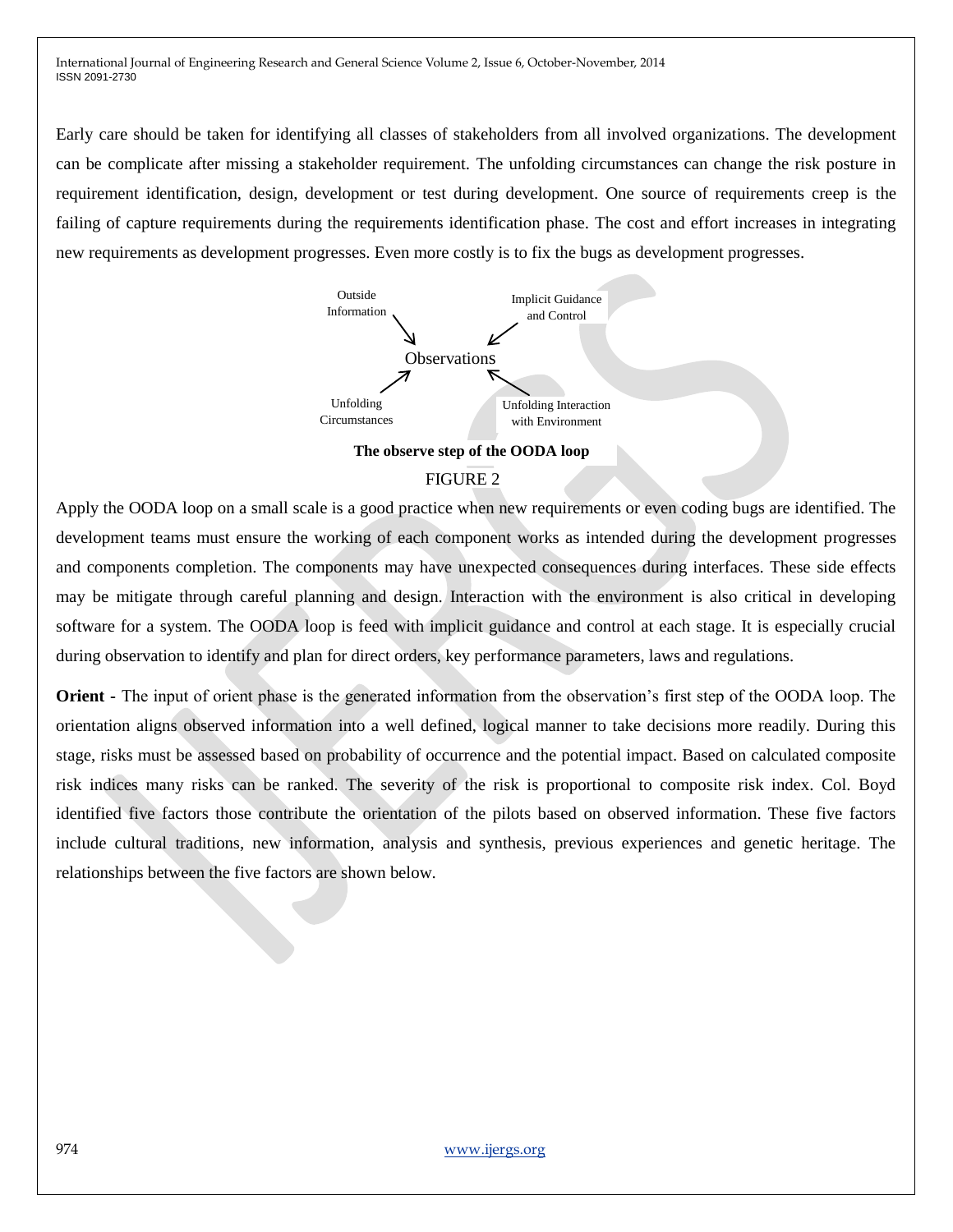Early care should be taken for identifying all classes of stakeholders from all involved organizations. The development can be complicate after missing a stakeholder requirement. The unfolding circumstances can change the risk posture in requirement identification, design, development or test during development. One source of requirements creep is the failing of capture requirements during the requirements identification phase. The cost and effort increases in integrating new requirements as development progresses. Even more costly is to fix the bugs as development progresses.

Outside Information

Implicit Guidance and Control

Observations

Unfolding Circumstances

Unfolding Interaction with Environment

**The observe step of the OODA loop**

FIGURE 2

Apply the OODA loop on a small scale is a good practice when new requirements or even coding bugs are identified. The development teams must ensure the working of each component works as intended during the development progresses and components completion. The components may have unexpected consequences during interfaces. These side effects may be mitigate through careful planning and design. Interaction with the environment is also critical in developing software for a system. The OODA loop is feed with implicit guidance and control at each stage. It is especially crucial during observation to identify and plan for direct orders, key performance parameters, laws and regulations.

**Orient -** The input of orient phase is the generated information from the observation's first step of the OODA loop. The orientation aligns observed information into a well defined, logical manner to take decisions more readily. During this stage, risks must be assessed based on probability of occurrence and the potential impact. Based on calculated composite risk indices many risks can be ranked. The severity of the risk is proportional to composite risk index. Col. Boyd identified five factors those contribute the orientation of the pilots based on observed information. These five factors include cultural traditions, new information, analysis and synthesis, previous experiences and genetic heritage. The relationships between the five factors are shown below.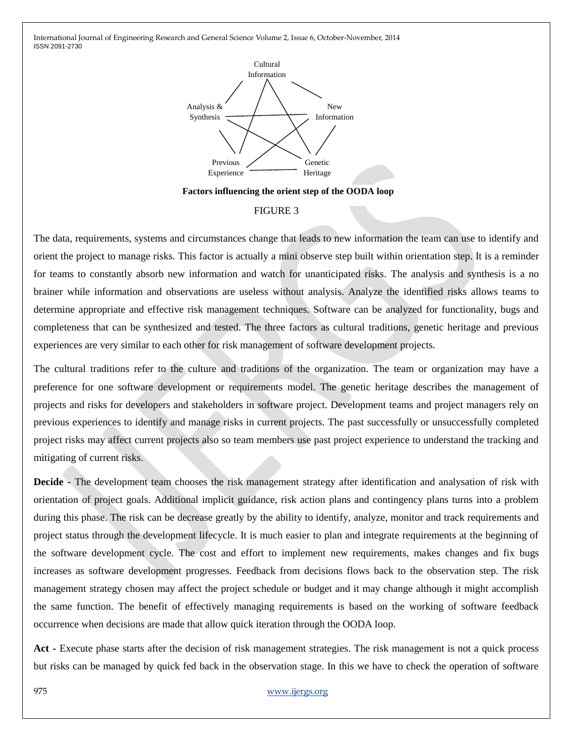Cultural Information

New Information

Genetic Heritage

Previous Experience

Analysis & Synthesis

**Factors influencing the orient step of the OODA loop**

FIGURE 3

The data, requirements, systems and circumstances change that leads to new information the team can use to identify and orient the project to manage risks. This factor is actually a mini observe step built within orientation step. It is a reminder for teams to constantly absorb new information and watch for unanticipated risks. The analysis and synthesis is a no brainer while information and observations are useless without analysis. Analyze the identified risks allows teams to determine appropriate and effective risk management techniques. Software can be analyzed for functionality, bugs and completeness that can be synthesized and tested. The three factors as cultural traditions, genetic heritage and previous experiences are very similar to each other for risk management of software development projects.

The cultural traditions refer to the culture and traditions of the organization. The team or organization may have a preference for one software development or requirements model. The genetic heritage describes the management of projects and risks for developers and stakeholders in software project. Development teams and project managers rely on previous experiences to identify and manage risks in current projects. The past successfully or unsuccessfully completed project risks may affect current projects also so team members use past project experience to understand the tracking and mitigating of current risks.

**Decide** - The development team chooses the risk management strategy after identification and analysation of risk with orientation of project goals. Additional implicit guidance, risk action plans and contingency plans turns into a problem during this phase. The risk can be decrease greatly by the ability to identify, analyze, monitor and track requirements and project status through the development lifecycle. It is much easier to plan and integrate requirements at the beginning of the software development cycle. The cost and effort to implement new requirements, makes changes and fix bugs increases as software development progresses. Feedback from decisions flows back to the observation step. The risk management strategy chosen may affect the project schedule or budget and it may change although it might accomplish the same function. The benefit of effectively managing requirements is based on the working of software feedback occurrence when decisions are made that allow quick iteration through the OODA loop.

**Act** - Execute phase starts after the decision of risk management strategies. The risk management is not a quick process but risks can be managed by quick fed back in the observation stage. In this we have to check the operation of software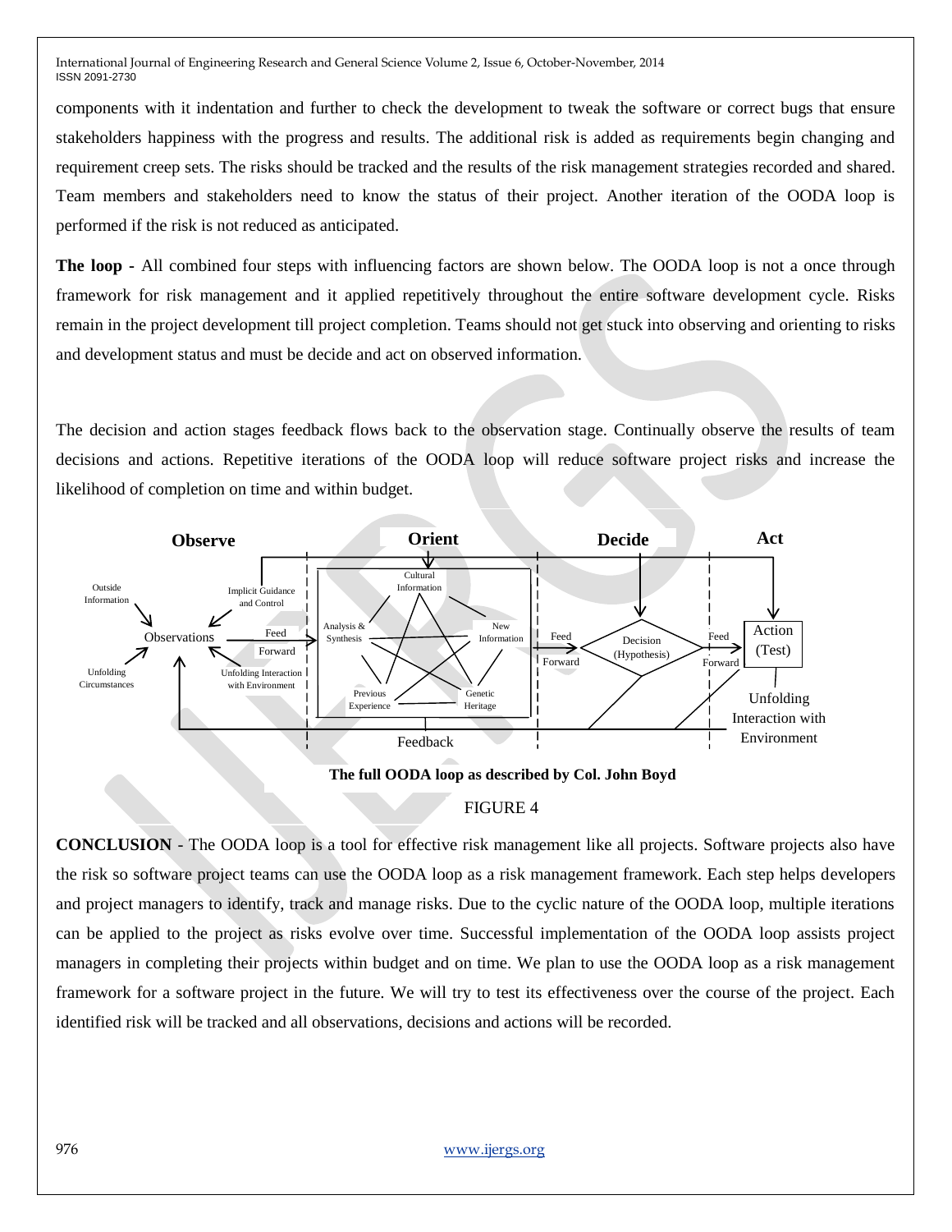components with it indentation and further to check the development to tweak the software or correct bugs that ensure stakeholders happiness with the progress and results. The additional risk is added as requirements begin changing and requirement creep sets. The risks should be tracked and the results of the risk management strategies recorded and shared. Team members and stakeholders need to know the status of their project. Another iteration of the OODA loop is performed if the risk is not reduced as anticipated.

**The loop -** All combined four steps with influencing factors are shown below. The OODA loop is not a once through framework for risk management and it applied repetitively throughout the entire software development cycle. Risks remain in the project development till project completion. Teams should not get stuck into observing and orienting to risks and development status and must be decide and act on observed information.

The decision and action stages feedback flows back to the observation stage. Continually observe the results of team decisions and actions. Repetitive iterations of the OODA loop will reduce software project risks and increase the likelihood of completion on time and within budget.

Observe
Orient
Decide
Act
Outside Information
Implicit Guidance and Control
Unfolding Circumstances
Observations
Feed Forward
Unfolding Interaction with Environment
Cultural Information
Analysis & Synthesis
New Information
Previous Experience
Genetic Heritage
Feed Forward
Decision (Hypothesis)
Feed Forward
Action (Test)
Unfolding Interaction with Environment
Feedback

**The full OODA loop as described by Col. John Boyd**

FIGURE 4

**CONCLUSION** - The OODA loop is a tool for effective risk management like all projects. Software projects also have the risk so software project teams can use the OODA loop as a risk management framework. Each step helps developers and project managers to identify, track and manage risks. Due to the cyclic nature of the OODA loop, multiple iterations can be applied to the project as risks evolve over time. Successful implementation of the OODA loop assists project managers in completing their projects within budget and on time. We plan to use the OODA loop as a risk management framework for a software project in the future. We will try to test its effectiveness over the course of the project. Each identified risk will be tracked and all observations, decisions and actions will be recorded.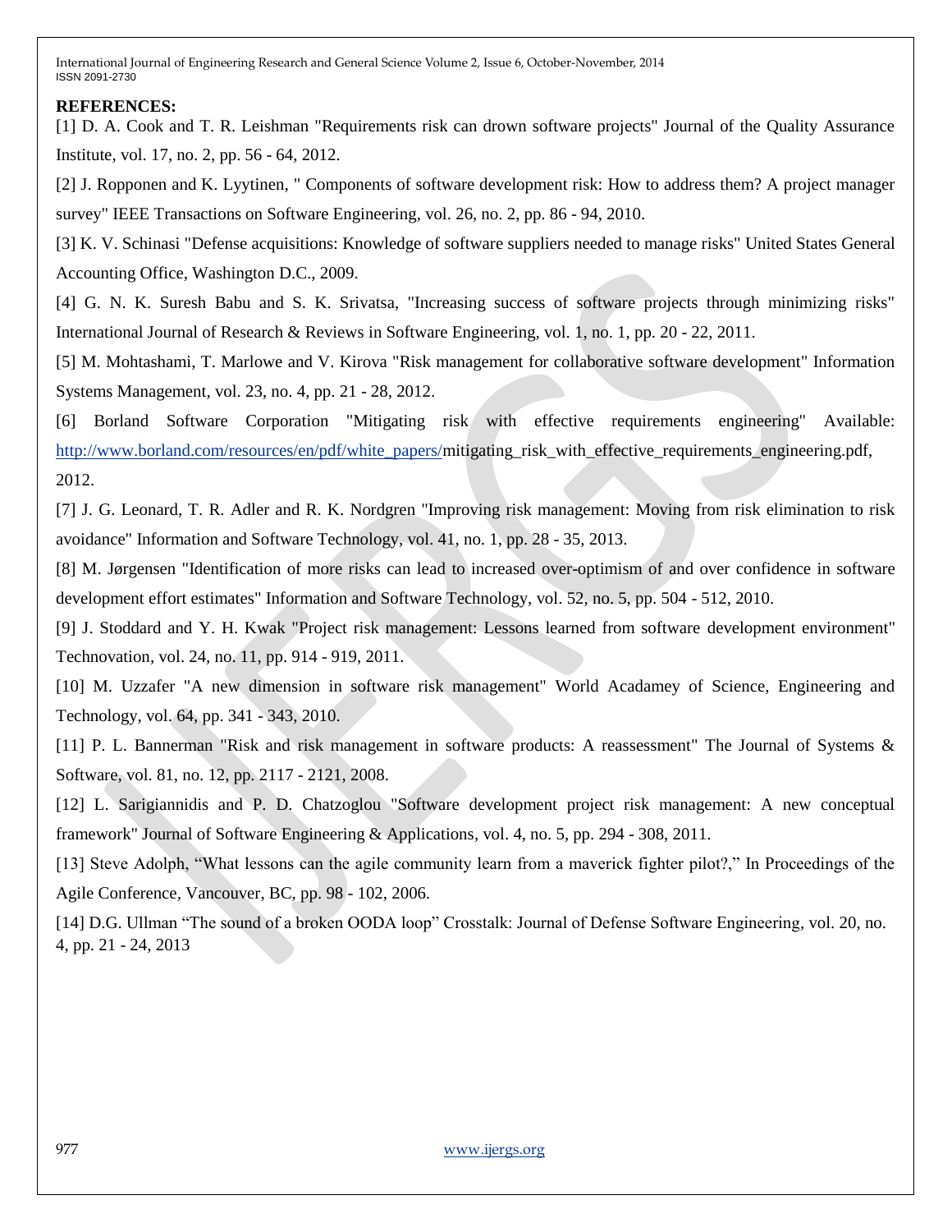**REFERENCES:**

[1] D. A. Cook and T. R. Leishman "Requirements risk can drown software projects" Journal of the Quality Assurance Institute, vol. 17, no. 2, pp. 56 - 64, 2012.

[2] J. Ropponen and K. Lyytinen, " Components of software development risk: How to address them? A project manager survey" IEEE Transactions on Software Engineering, vol. 26, no. 2, pp. 86 - 94, 2010.

[3] K. V. Schinasi "Defense acquisitions: Knowledge of software suppliers needed to manage risks" United States General Accounting Office, Washington D.C., 2009.

[4] G. N. K. Suresh Babu and S. K. Srivatsa, "Increasing success of software projects through minimizing risks" International Journal of Research & Reviews in Software Engineering, vol. 1, no. 1, pp. 20 - 22, 2011.

[5] M. Mohtashami, T. Marlowe and V. Kirova "Risk management for collaborative software development" Information Systems Management, vol. 23, no. 4, pp. 21 - 28, 2012.

[6] Borland Software Corporation "Mitigating risk with effective requirements engineering" Available: http://www.borland.com/resources/en/pdf/white_papers/mitigating_risk_with_effective_requirements_engineering.pdf, 2012.

[7] J. G. Leonard, T. R. Adler and R. K. Nordgren "Improving risk management: Moving from risk elimination to risk avoidance" Information and Software Technology, vol. 41, no. 1, pp. 28 - 35, 2013.

[8] M. Jørgensen "Identification of more risks can lead to increased over-optimism of and over confidence in software development effort estimates" Information and Software Technology, vol. 52, no. 5, pp. 504 - 512, 2010.

[9] J. Stoddard and Y. H. Kwak "Project risk management: Lessons learned from software development environment" Technovation, vol. 24, no. 11, pp. 914 - 919, 2011.

[10] M. Uzzafer "A new dimension in software risk management" World Acadamey of Science, Engineering and Technology, vol. 64, pp. 341 - 343, 2010.

[11] P. L. Bannerman "Risk and risk management in software products: A reassessment" The Journal of Systems & Software, vol. 81, no. 12, pp. 2117 - 2121, 2008.

[12] L. Sarigiannidis and P. D. Chatzoglou "Software development project risk management: A new conceptual framework" Journal of Software Engineering & Applications, vol. 4, no. 5, pp. 294 - 308, 2011.

[13] Steve Adolph, "What lessons can the agile community learn from a maverick fighter pilot?," In Proceedings of the Agile Conference, Vancouver, BC, pp. 98 - 102, 2006.

[14] D.G. Ullman "The sound of a broken OODA loop" Crosstalk: Journal of Defense Software Engineering, vol. 20, no. 4, pp. 21 - 24, 2013